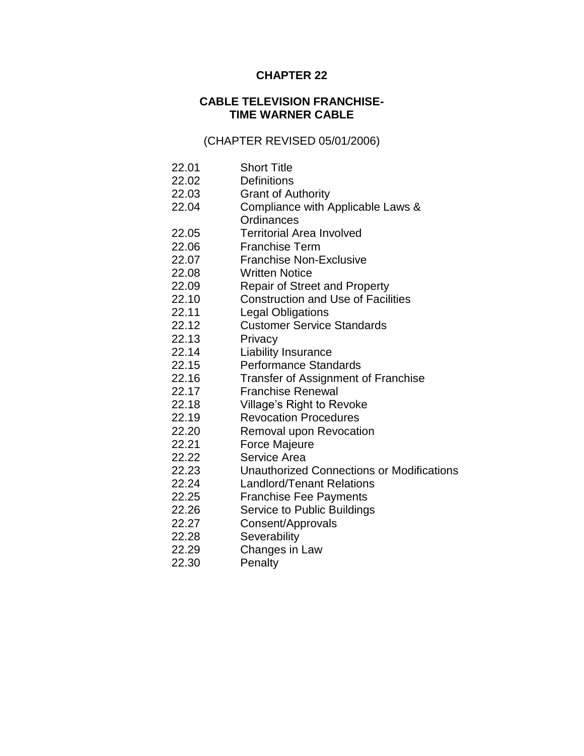# CHAPTER 22

## CABLE TELEVISION FRANCHISE-
## TIME WARNER CABLE

(CHAPTER REVISED 05/01/2006)

| | |
|---|---|
| 22.01 | Short Title |
| 22.02 | Definitions |
| 22.03 | Grant of Authority |
| 22.04 | Compliance with Applicable Laws & Ordinances |
| 22.05 | Territorial Area Involved |
| 22.06 | Franchise Term |
| 22.07 | Franchise Non-Exclusive |
| 22.08 | Written Notice |
| 22.09 | Repair of Street and Property |
| 22.10 | Construction and Use of Facilities |
| 22.11 | Legal Obligations |
| 22.12 | Customer Service Standards |
| 22.13 | Privacy |
| 22.14 | Liability Insurance |
| 22.15 | Performance Standards |
| 22.16 | Transfer of Assignment of Franchise |
| 22.17 | Franchise Renewal |
| 22.18 | Village's Right to Revoke |
| 22.19 | Revocation Procedures |
| 22.20 | Removal upon Revocation |
| 22.21 | Force Majeure |
| 22.22 | Service Area |
| 22.23 | Unauthorized Connections or Modifications |
| 22.24 | Landlord/Tenant Relations |
| 22.25 | Franchise Fee Payments |
| 22.26 | Service to Public Buildings |
| 22.27 | Consent/Approvals |
| 22.28 | Severability |
| 22.29 | Changes in Law |
| 22.30 | Penalty |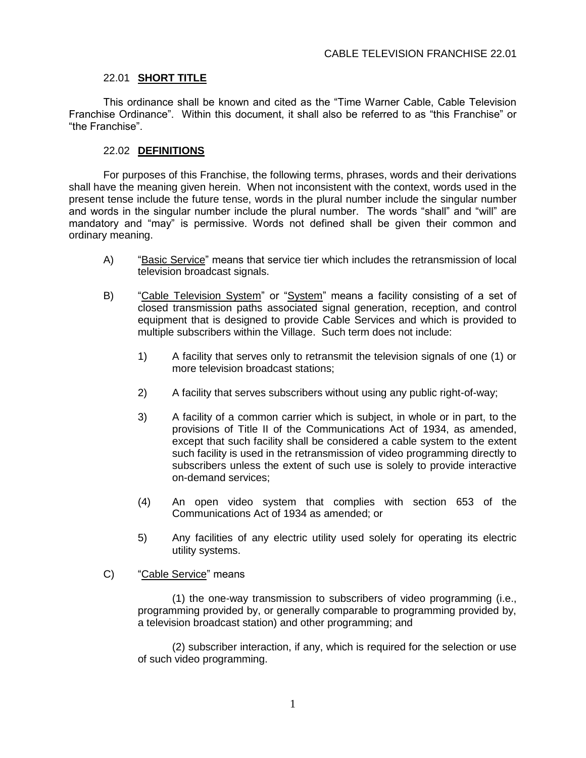## 22.01 **SHORT TITLE**

This ordinance shall be known and cited as the "Time Warner Cable, Cable Television Franchise Ordinance". Within this document, it shall also be referred to as "this Franchise" or "the Franchise".

## 22.02 **DEFINITIONS**

For purposes of this Franchise, the following terms, phrases, words and their derivations shall have the meaning given herein. When not inconsistent with the context, words used in the present tense include the future tense, words in the plural number include the singular number and words in the singular number include the plural number. The words "shall" and "will" are mandatory and "may" is permissive. Words not defined shall be given their common and ordinary meaning.

A) "Basic Service" means that service tier which includes the retransmission of local television broadcast signals.

B) "Cable Television System" or "System" means a facility consisting of a set of closed transmission paths associated signal generation, reception, and control equipment that is designed to provide Cable Services and which is provided to multiple subscribers within the Village. Such term does not include:

1) A facility that serves only to retransmit the television signals of one (1) or more television broadcast stations;

2) A facility that serves subscribers without using any public right-of-way;

3) A facility of a common carrier which is subject, in whole or in part, to the provisions of Title II of the Communications Act of 1934, as amended, except that such facility shall be considered a cable system to the extent such facility is used in the retransmission of video programming directly to subscribers unless the extent of such use is solely to provide interactive on-demand services;

(4) An open video system that complies with section 653 of the Communications Act of 1934 as amended; or

5) Any facilities of any electric utility used solely for operating its electric utility systems.

C) "Cable Service" means

(1) the one-way transmission to subscribers of video programming (i.e., programming provided by, or generally comparable to programming provided by, a television broadcast station) and other programming; and

(2) subscriber interaction, if any, which is required for the selection or use of such video programming.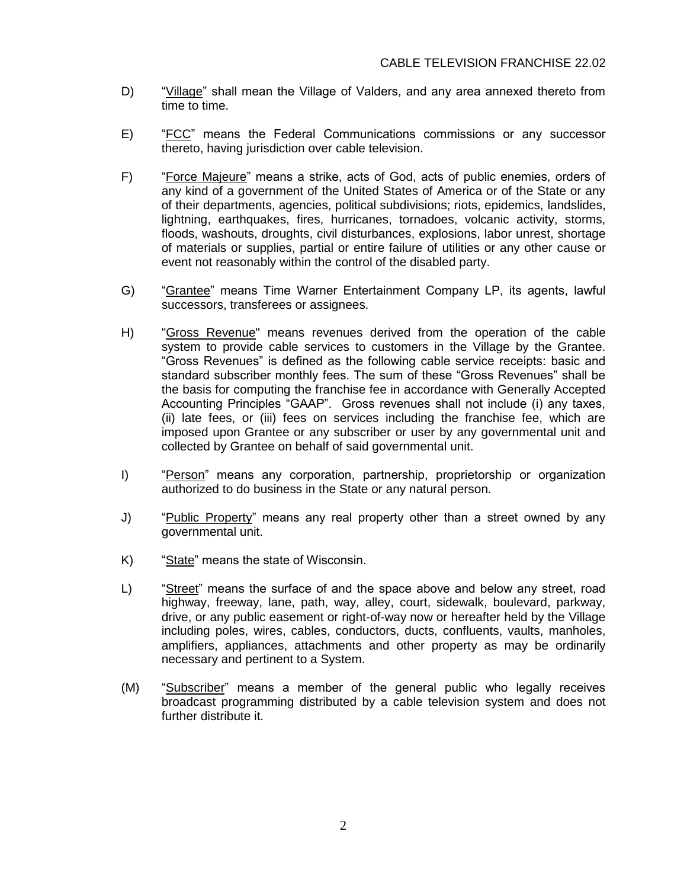D) "Village" shall mean the Village of Valders, and any area annexed thereto from time to time.

E) "FCC" means the Federal Communications commissions or any successor thereto, having jurisdiction over cable television.

F) "Force Majeure" means a strike, acts of God, acts of public enemies, orders of any kind of a government of the United States of America or of the State or any of their departments, agencies, political subdivisions; riots, epidemics, landslides, lightning, earthquakes, fires, hurricanes, tornadoes, volcanic activity, storms, floods, washouts, droughts, civil disturbances, explosions, labor unrest, shortage of materials or supplies, partial or entire failure of utilities or any other cause or event not reasonably within the control of the disabled party.

G) "Grantee" means Time Warner Entertainment Company LP, its agents, lawful successors, transferees or assignees.

H) "Gross Revenue" means revenues derived from the operation of the cable system to provide cable services to customers in the Village by the Grantee. "Gross Revenues" is defined as the following cable service receipts: basic and standard subscriber monthly fees. The sum of these "Gross Revenues" shall be the basis for computing the franchise fee in accordance with Generally Accepted Accounting Principles "GAAP". Gross revenues shall not include (i) any taxes, (ii) late fees, or (iii) fees on services including the franchise fee, which are imposed upon Grantee or any subscriber or user by any governmental unit and collected by Grantee on behalf of said governmental unit.

I) "Person" means any corporation, partnership, proprietorship or organization authorized to do business in the State or any natural person.

J) "Public Property" means any real property other than a street owned by any governmental unit.

K) "State" means the state of Wisconsin.

L) "Street" means the surface of and the space above and below any street, road highway, freeway, lane, path, way, alley, court, sidewalk, boulevard, parkway, drive, or any public easement or right-of-way now or hereafter held by the Village including poles, wires, cables, conductors, ducts, confluents, vaults, manholes, amplifiers, appliances, attachments and other property as may be ordinarily necessary and pertinent to a System.

(M) "Subscriber" means a member of the general public who legally receives broadcast programming distributed by a cable television system and does not further distribute it.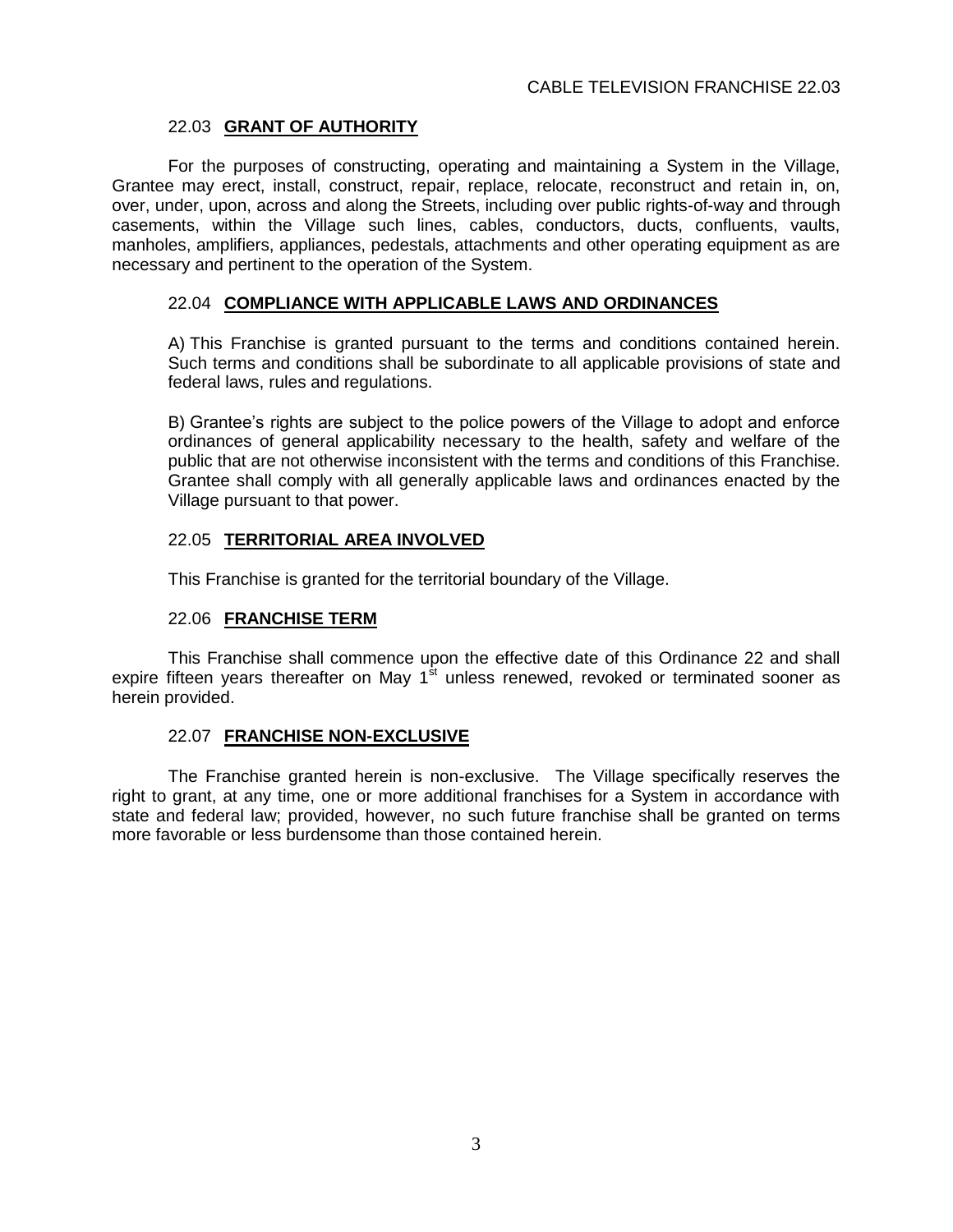## 22.03 **GRANT OF AUTHORITY**

For the purposes of constructing, operating and maintaining a System in the Village, Grantee may erect, install, construct, repair, replace, relocate, reconstruct and retain in, on, over, under, upon, across and along the Streets, including over public rights-of-way and through easements, within the Village such lines, cables, conductors, ducts, confluents, vaults, manholes, amplifiers, appliances, pedestals, attachments and other operating equipment as are necessary and pertinent to the operation of the System.

## 22.04 **COMPLIANCE WITH APPLICABLE LAWS AND ORDINANCES**

A) This Franchise is granted pursuant to the terms and conditions contained herein. Such terms and conditions shall be subordinate to all applicable provisions of state and federal laws, rules and regulations.

B) Grantee's rights are subject to the police powers of the Village to adopt and enforce ordinances of general applicability necessary to the health, safety and welfare of the public that are not otherwise inconsistent with the terms and conditions of this Franchise. Grantee shall comply with all generally applicable laws and ordinances enacted by the Village pursuant to that power.

## 22.05 **TERRITORIAL AREA INVOLVED**

This Franchise is granted for the territorial boundary of the Village.

## 22.06 **FRANCHISE TERM**

This Franchise shall commence upon the effective date of this Ordinance 22 and shall expire fifteen years thereafter on May 1st unless renewed, revoked or terminated sooner as herein provided.

## 22.07 **FRANCHISE NON-EXCLUSIVE**

The Franchise granted herein is non-exclusive. The Village specifically reserves the right to grant, at any time, one or more additional franchises for a System in accordance with state and federal law; provided, however, no such future franchise shall be granted on terms more favorable or less burdensome than those contained herein.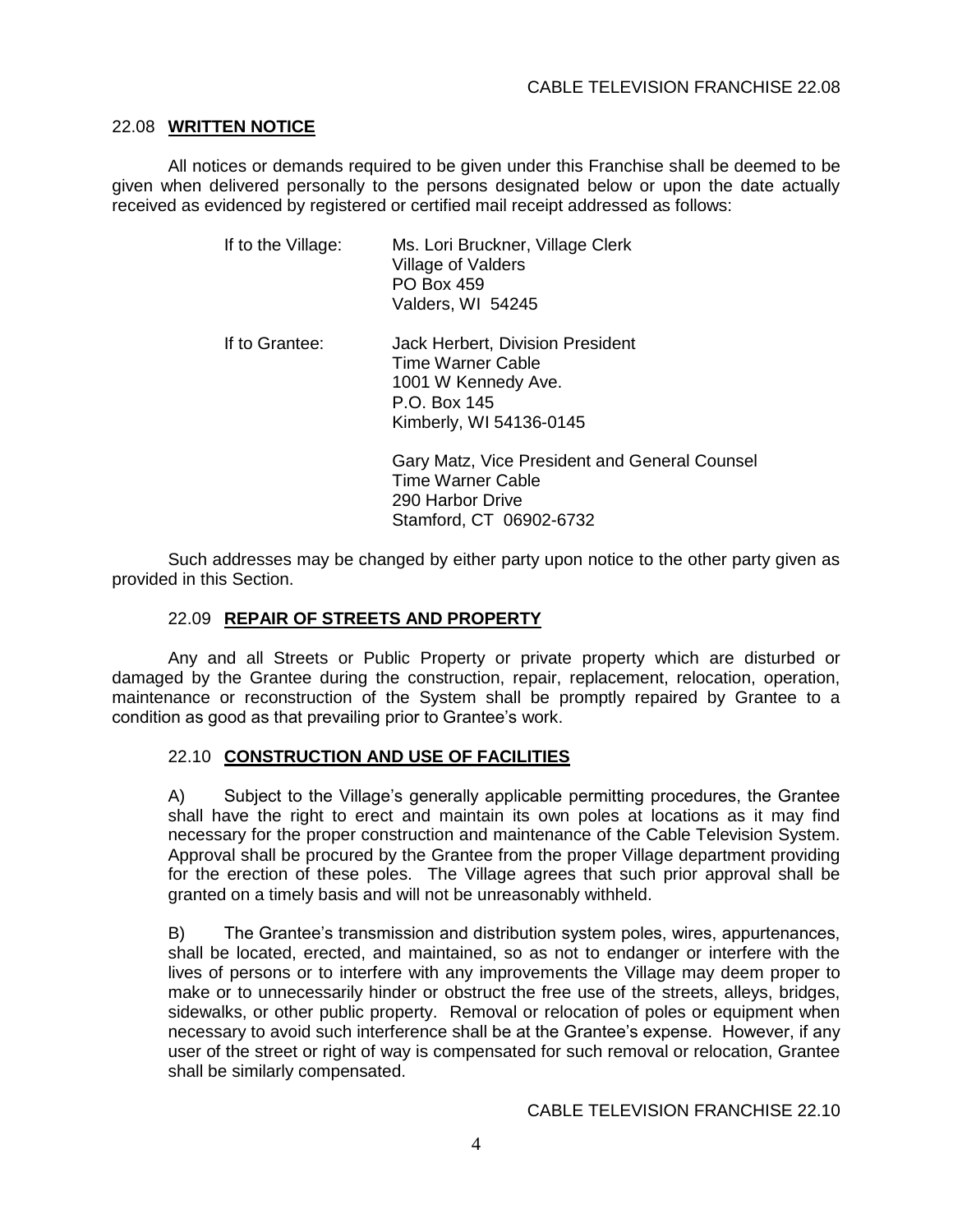## 22.08 **WRITTEN NOTICE**

All notices or demands required to be given under this Franchise shall be deemed to be given when delivered personally to the persons designated below or upon the date actually received as evidenced by registered or certified mail receipt addressed as follows:

If to the Village:

Ms. Lori Bruckner, Village Clerk
Village of Valders
PO Box 459
Valders, WI 54245

If to Grantee:

Jack Herbert, Division President
Time Warner Cable
1001 W Kennedy Ave.
P.O. Box 145
Kimberly, WI 54136-0145

Gary Matz, Vice President and General Counsel
Time Warner Cable
290 Harbor Drive
Stamford, CT 06902-6732

Such addresses may be changed by either party upon notice to the other party given as provided in this Section.

## 22.09 **REPAIR OF STREETS AND PROPERTY**

Any and all Streets or Public Property or private property which are disturbed or damaged by the Grantee during the construction, repair, replacement, relocation, operation, maintenance or reconstruction of the System shall be promptly repaired by Grantee to a condition as good as that prevailing prior to Grantee's work.

## 22.10 **CONSTRUCTION AND USE OF FACILITIES**

A) Subject to the Village's generally applicable permitting procedures, the Grantee shall have the right to erect and maintain its own poles at locations as it may find necessary for the proper construction and maintenance of the Cable Television System. Approval shall be procured by the Grantee from the proper Village department providing for the erection of these poles. The Village agrees that such prior approval shall be granted on a timely basis and will not be unreasonably withheld.

B) The Grantee's transmission and distribution system poles, wires, appurtenances, shall be located, erected, and maintained, so as not to endanger or interfere with the lives of persons or to interfere with any improvements the Village may deem proper to make or to unnecessarily hinder or obstruct the free use of the streets, alleys, bridges, sidewalks, or other public property. Removal or relocation of poles or equipment when necessary to avoid such interference shall be at the Grantee's expense. However, if any user of the street or right of way is compensated for such removal or relocation, Grantee shall be similarly compensated.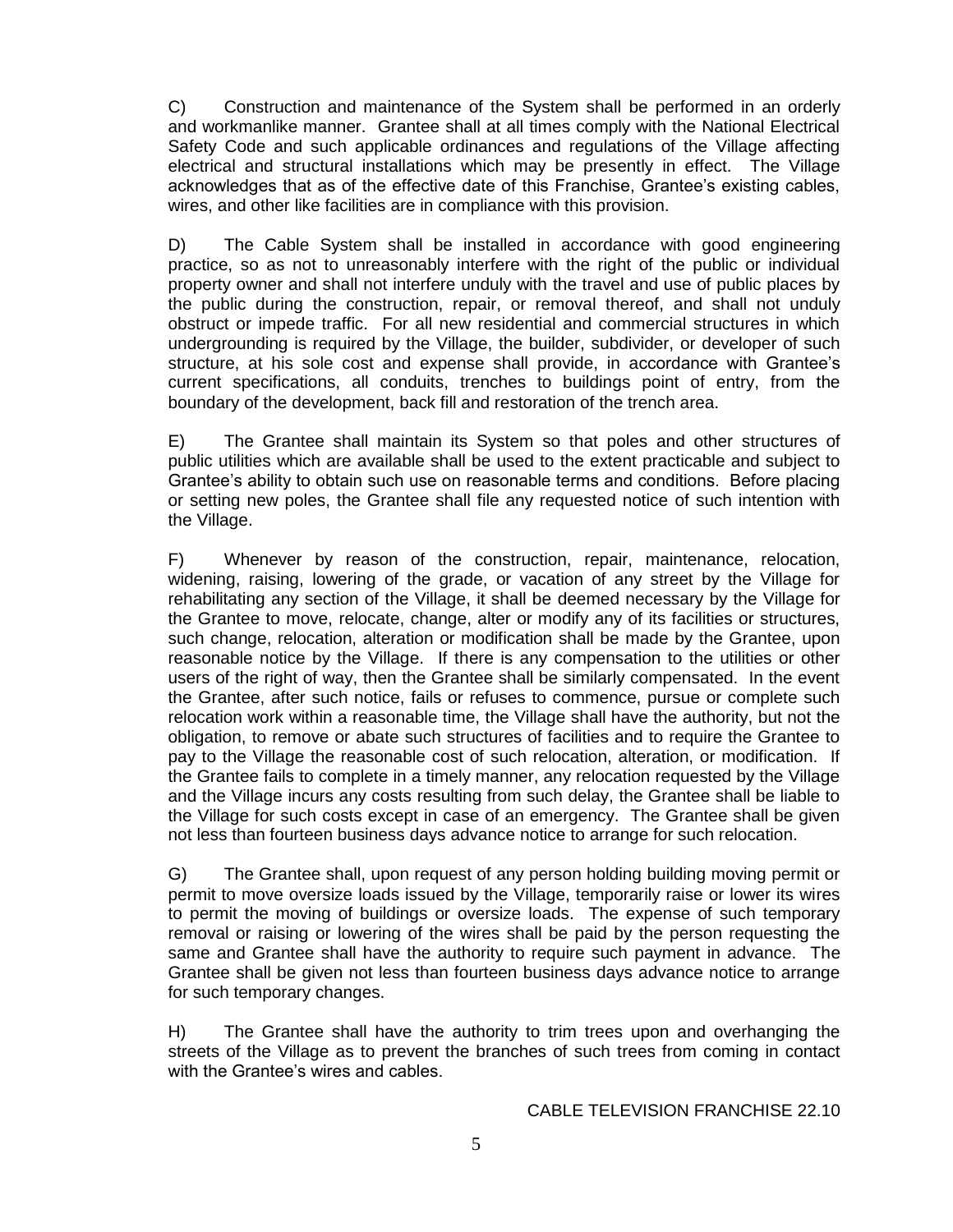C) Construction and maintenance of the System shall be performed in an orderly and workmanlike manner. Grantee shall at all times comply with the National Electrical Safety Code and such applicable ordinances and regulations of the Village affecting electrical and structural installations which may be presently in effect. The Village acknowledges that as of the effective date of this Franchise, Grantee's existing cables, wires, and other like facilities are in compliance with this provision.

D) The Cable System shall be installed in accordance with good engineering practice, so as not to unreasonably interfere with the right of the public or individual property owner and shall not interfere unduly with the travel and use of public places by the public during the construction, repair, or removal thereof, and shall not unduly obstruct or impede traffic. For all new residential and commercial structures in which undergrounding is required by the Village, the builder, subdivider, or developer of such structure, at his sole cost and expense shall provide, in accordance with Grantee's current specifications, all conduits, trenches to buildings point of entry, from the boundary of the development, back fill and restoration of the trench area.

E) The Grantee shall maintain its System so that poles and other structures of public utilities which are available shall be used to the extent practicable and subject to Grantee's ability to obtain such use on reasonable terms and conditions. Before placing or setting new poles, the Grantee shall file any requested notice of such intention with the Village.

F) Whenever by reason of the construction, repair, maintenance, relocation, widening, raising, lowering of the grade, or vacation of any street by the Village for rehabilitating any section of the Village, it shall be deemed necessary by the Village for the Grantee to move, relocate, change, alter or modify any of its facilities or structures, such change, relocation, alteration or modification shall be made by the Grantee, upon reasonable notice by the Village. If there is any compensation to the utilities or other users of the right of way, then the Grantee shall be similarly compensated. In the event the Grantee, after such notice, fails or refuses to commence, pursue or complete such relocation work within a reasonable time, the Village shall have the authority, but not the obligation, to remove or abate such structures of facilities and to require the Grantee to pay to the Village the reasonable cost of such relocation, alteration, or modification. If the Grantee fails to complete in a timely manner, any relocation requested by the Village and the Village incurs any costs resulting from such delay, the Grantee shall be liable to the Village for such costs except in case of an emergency. The Grantee shall be given not less than fourteen business days advance notice to arrange for such relocation.

G) The Grantee shall, upon request of any person holding building moving permit or permit to move oversize loads issued by the Village, temporarily raise or lower its wires to permit the moving of buildings or oversize loads. The expense of such temporary removal or raising or lowering of the wires shall be paid by the person requesting the same and Grantee shall have the authority to require such payment in advance. The Grantee shall be given not less than fourteen business days advance notice to arrange for such temporary changes.

H) The Grantee shall have the authority to trim trees upon and overhanging the streets of the Village as to prevent the branches of such trees from coming in contact with the Grantee's wires and cables.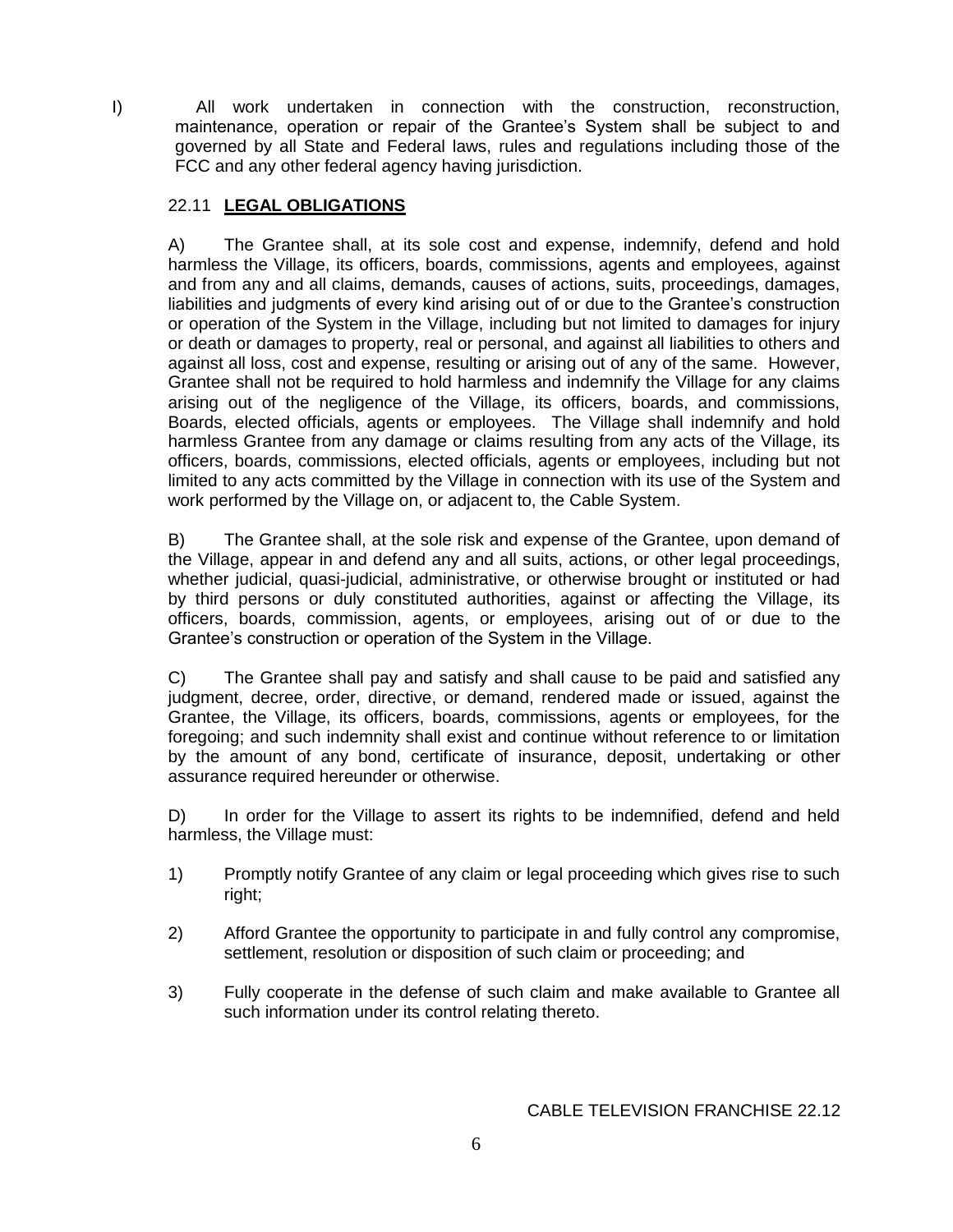I) All work undertaken in connection with the construction, reconstruction, maintenance, operation or repair of the Grantee's System shall be subject to and governed by all State and Federal laws, rules and regulations including those of the FCC and any other federal agency having jurisdiction.

## 22.11 **LEGAL OBLIGATIONS**

A) The Grantee shall, at its sole cost and expense, indemnify, defend and hold harmless the Village, its officers, boards, commissions, agents and employees, against and from any and all claims, demands, causes of actions, suits, proceedings, damages, liabilities and judgments of every kind arising out of or due to the Grantee's construction or operation of the System in the Village, including but not limited to damages for injury or death or damages to property, real or personal, and against all liabilities to others and against all loss, cost and expense, resulting or arising out of any of the same. However, Grantee shall not be required to hold harmless and indemnify the Village for any claims arising out of the negligence of the Village, its officers, boards, and commissions, Boards, elected officials, agents or employees. The Village shall indemnify and hold harmless Grantee from any damage or claims resulting from any acts of the Village, its officers, boards, commissions, elected officials, agents or employees, including but not limited to any acts committed by the Village in connection with its use of the System and work performed by the Village on, or adjacent to, the Cable System.

B) The Grantee shall, at the sole risk and expense of the Grantee, upon demand of the Village, appear in and defend any and all suits, actions, or other legal proceedings, whether judicial, quasi-judicial, administrative, or otherwise brought or instituted or had by third persons or duly constituted authorities, against or affecting the Village, its officers, boards, commission, agents, or employees, arising out of or due to the Grantee's construction or operation of the System in the Village.

C) The Grantee shall pay and satisfy and shall cause to be paid and satisfied any judgment, decree, order, directive, or demand, rendered made or issued, against the Grantee, the Village, its officers, boards, commissions, agents or employees, for the foregoing; and such indemnity shall exist and continue without reference to or limitation by the amount of any bond, certificate of insurance, deposit, undertaking or other assurance required hereunder or otherwise.

D) In order for the Village to assert its rights to be indemnified, defend and held harmless, the Village must:

1) Promptly notify Grantee of any claim or legal proceeding which gives rise to such right;

2) Afford Grantee the opportunity to participate in and fully control any compromise, settlement, resolution or disposition of such claim or proceeding; and

3) Fully cooperate in the defense of such claim and make available to Grantee all such information under its control relating thereto.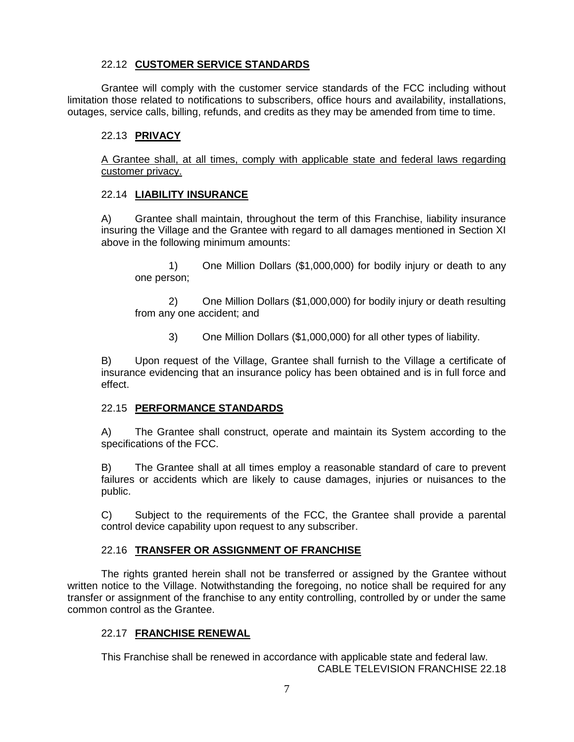### 22.12 **CUSTOMER SERVICE STANDARDS**

Grantee will comply with the customer service standards of the FCC including without limitation those related to notifications to subscribers, office hours and availability, installations, outages, service calls, billing, refunds, and credits as they may be amended from time to time.

### 22.13 **PRIVACY**

A Grantee shall, at all times, comply with applicable state and federal laws regarding customer privacy.

### 22.14 **LIABILITY INSURANCE**

A) Grantee shall maintain, throughout the term of this Franchise, liability insurance insuring the Village and the Grantee with regard to all damages mentioned in Section XI above in the following minimum amounts:

1) One Million Dollars ($1,000,000) for bodily injury or death to any one person;

2) One Million Dollars ($1,000,000) for bodily injury or death resulting from any one accident; and

3) One Million Dollars ($1,000,000) for all other types of liability.

B) Upon request of the Village, Grantee shall furnish to the Village a certificate of insurance evidencing that an insurance policy has been obtained and is in full force and effect.

### 22.15 **PERFORMANCE STANDARDS**

A) The Grantee shall construct, operate and maintain its System according to the specifications of the FCC.

B) The Grantee shall at all times employ a reasonable standard of care to prevent failures or accidents which are likely to cause damages, injuries or nuisances to the public.

C) Subject to the requirements of the FCC, the Grantee shall provide a parental control device capability upon request to any subscriber.

### 22.16 **TRANSFER OR ASSIGNMENT OF FRANCHISE**

The rights granted herein shall not be transferred or assigned by the Grantee without written notice to the Village. Notwithstanding the foregoing, no notice shall be required for any transfer or assignment of the franchise to any entity controlling, controlled by or under the same common control as the Grantee.

### 22.17 **FRANCHISE RENEWAL**

This Franchise shall be renewed in accordance with applicable state and federal law.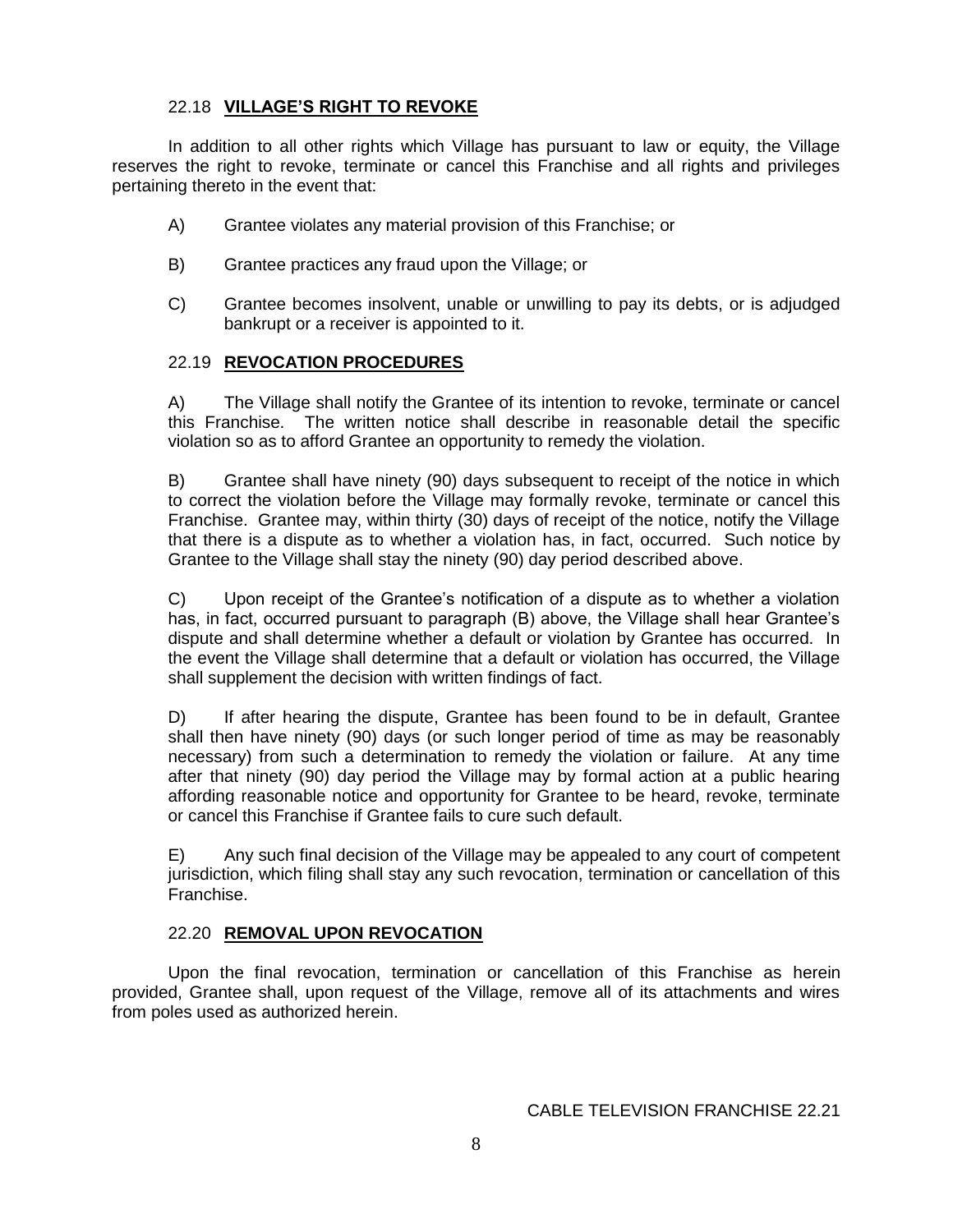### 22.18 **VILLAGE'S RIGHT TO REVOKE**

In addition to all other rights which Village has pursuant to law or equity, the Village reserves the right to revoke, terminate or cancel this Franchise and all rights and privileges pertaining thereto in the event that:

A) Grantee violates any material provision of this Franchise; or

B) Grantee practices any fraud upon the Village; or

C) Grantee becomes insolvent, unable or unwilling to pay its debts, or is adjudged bankrupt or a receiver is appointed to it.

### 22.19 **REVOCATION PROCEDURES**

A) The Village shall notify the Grantee of its intention to revoke, terminate or cancel this Franchise. The written notice shall describe in reasonable detail the specific violation so as to afford Grantee an opportunity to remedy the violation.

B) Grantee shall have ninety (90) days subsequent to receipt of the notice in which to correct the violation before the Village may formally revoke, terminate or cancel this Franchise. Grantee may, within thirty (30) days of receipt of the notice, notify the Village that there is a dispute as to whether a violation has, in fact, occurred. Such notice by Grantee to the Village shall stay the ninety (90) day period described above.

C) Upon receipt of the Grantee's notification of a dispute as to whether a violation has, in fact, occurred pursuant to paragraph (B) above, the Village shall hear Grantee's dispute and shall determine whether a default or violation by Grantee has occurred. In the event the Village shall determine that a default or violation has occurred, the Village shall supplement the decision with written findings of fact.

D) If after hearing the dispute, Grantee has been found to be in default, Grantee shall then have ninety (90) days (or such longer period of time as may be reasonably necessary) from such a determination to remedy the violation or failure. At any time after that ninety (90) day period the Village may by formal action at a public hearing affording reasonable notice and opportunity for Grantee to be heard, revoke, terminate or cancel this Franchise if Grantee fails to cure such default.

E) Any such final decision of the Village may be appealed to any court of competent jurisdiction, which filing shall stay any such revocation, termination or cancellation of this Franchise.

### 22.20 **REMOVAL UPON REVOCATION**

Upon the final revocation, termination or cancellation of this Franchise as herein provided, Grantee shall, upon request of the Village, remove all of its attachments and wires from poles used as authorized herein.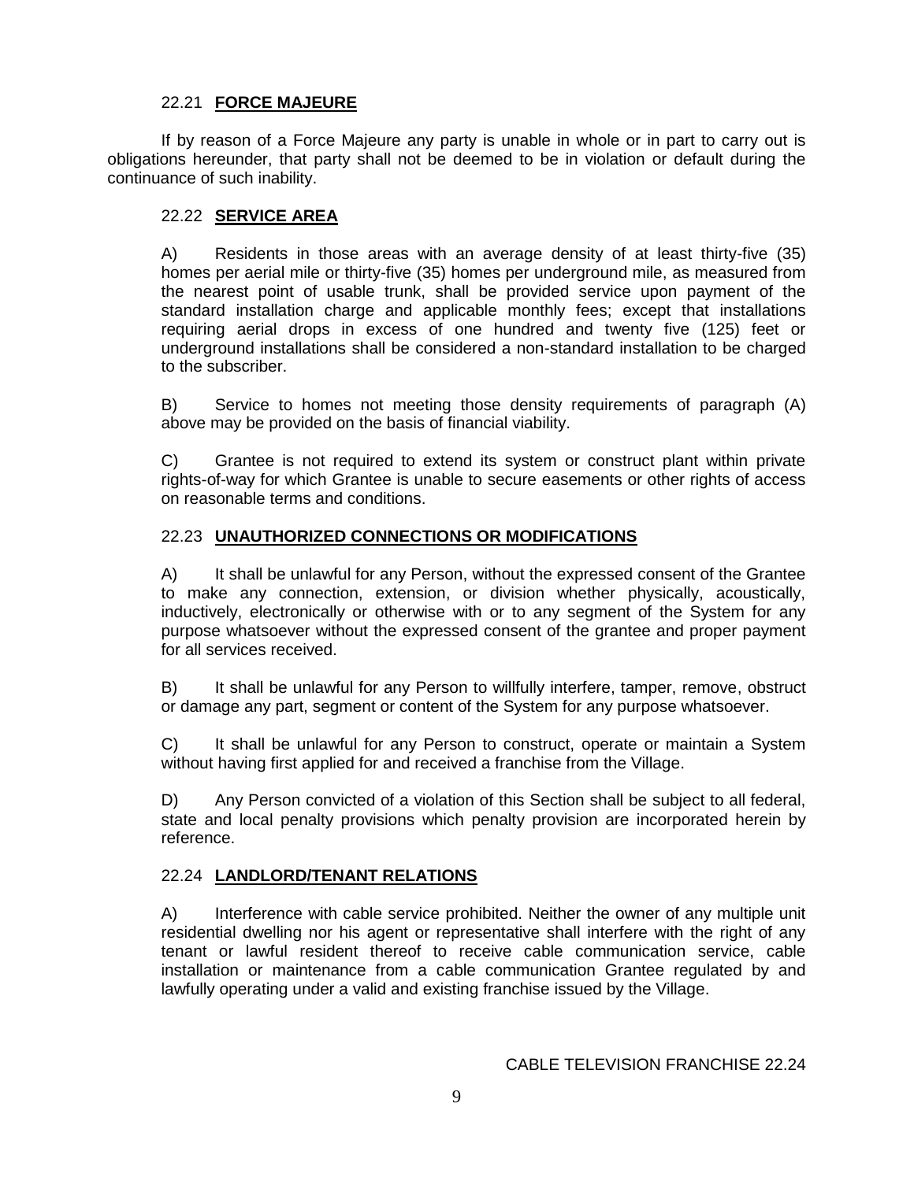### 22.21 **FORCE MAJEURE**

If by reason of a Force Majeure any party is unable in whole or in part to carry out is obligations hereunder, that party shall not be deemed to be in violation or default during the continuance of such inability.

### 22.22 **SERVICE AREA**

A) Residents in those areas with an average density of at least thirty-five (35) homes per aerial mile or thirty-five (35) homes per underground mile, as measured from the nearest point of usable trunk, shall be provided service upon payment of the standard installation charge and applicable monthly fees; except that installations requiring aerial drops in excess of one hundred and twenty five (125) feet or underground installations shall be considered a non-standard installation to be charged to the subscriber.

B) Service to homes not meeting those density requirements of paragraph (A) above may be provided on the basis of financial viability.

C) Grantee is not required to extend its system or construct plant within private rights-of-way for which Grantee is unable to secure easements or other rights of access on reasonable terms and conditions.

### 22.23 **UNAUTHORIZED CONNECTIONS OR MODIFICATIONS**

A) It shall be unlawful for any Person, without the expressed consent of the Grantee to make any connection, extension, or division whether physically, acoustically, inductively, electronically or otherwise with or to any segment of the System for any purpose whatsoever without the expressed consent of the grantee and proper payment for all services received.

B) It shall be unlawful for any Person to willfully interfere, tamper, remove, obstruct or damage any part, segment or content of the System for any purpose whatsoever.

C) It shall be unlawful for any Person to construct, operate or maintain a System without having first applied for and received a franchise from the Village.

D) Any Person convicted of a violation of this Section shall be subject to all federal, state and local penalty provisions which penalty provision are incorporated herein by reference.

### 22.24 **LANDLORD/TENANT RELATIONS**

A) Interference with cable service prohibited. Neither the owner of any multiple unit residential dwelling nor his agent or representative shall interfere with the right of any tenant or lawful resident thereof to receive cable communication service, cable installation or maintenance from a cable communication Grantee regulated by and lawfully operating under a valid and existing franchise issued by the Village.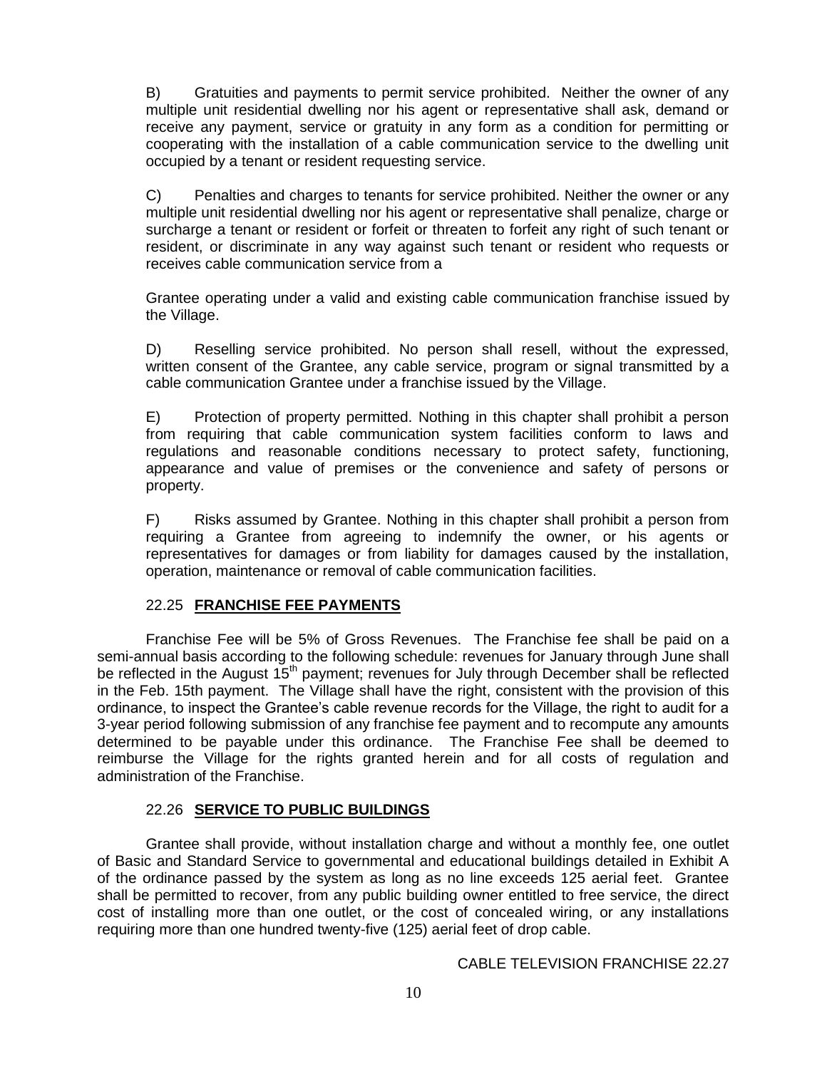B) Gratuities and payments to permit service prohibited. Neither the owner of any multiple unit residential dwelling nor his agent or representative shall ask, demand or receive any payment, service or gratuity in any form as a condition for permitting or cooperating with the installation of a cable communication service to the dwelling unit occupied by a tenant or resident requesting service.

C) Penalties and charges to tenants for service prohibited. Neither the owner or any multiple unit residential dwelling nor his agent or representative shall penalize, charge or surcharge a tenant or resident or forfeit or threaten to forfeit any right of such tenant or resident, or discriminate in any way against such tenant or resident who requests or receives cable communication service from a

Grantee operating under a valid and existing cable communication franchise issued by the Village.

D) Reselling service prohibited. No person shall resell, without the expressed, written consent of the Grantee, any cable service, program or signal transmitted by a cable communication Grantee under a franchise issued by the Village.

E) Protection of property permitted. Nothing in this chapter shall prohibit a person from requiring that cable communication system facilities conform to laws and regulations and reasonable conditions necessary to protect safety, functioning, appearance and value of premises or the convenience and safety of persons or property.

F) Risks assumed by Grantee. Nothing in this chapter shall prohibit a person from requiring a Grantee from agreeing to indemnify the owner, or his agents or representatives for damages or from liability for damages caused by the installation, operation, maintenance or removal of cable communication facilities.

### 22.25 **FRANCHISE FEE PAYMENTS**

Franchise Fee will be 5% of Gross Revenues. The Franchise fee shall be paid on a semi-annual basis according to the following schedule: revenues for January through June shall be reflected in the August 15th payment; revenues for July through December shall be reflected in the Feb. 15th payment. The Village shall have the right, consistent with the provision of this ordinance, to inspect the Grantee's cable revenue records for the Village, the right to audit for a 3-year period following submission of any franchise fee payment and to recompute any amounts determined to be payable under this ordinance. The Franchise Fee shall be deemed to reimburse the Village for the rights granted herein and for all costs of regulation and administration of the Franchise.

### 22.26 **SERVICE TO PUBLIC BUILDINGS**

Grantee shall provide, without installation charge and without a monthly fee, one outlet of Basic and Standard Service to governmental and educational buildings detailed in Exhibit A of the ordinance passed by the system as long as no line exceeds 125 aerial feet. Grantee shall be permitted to recover, from any public building owner entitled to free service, the direct cost of installing more than one outlet, or the cost of concealed wiring, or any installations requiring more than one hundred twenty-five (125) aerial feet of drop cable.

CABLE TELEVISION FRANCHISE 22.27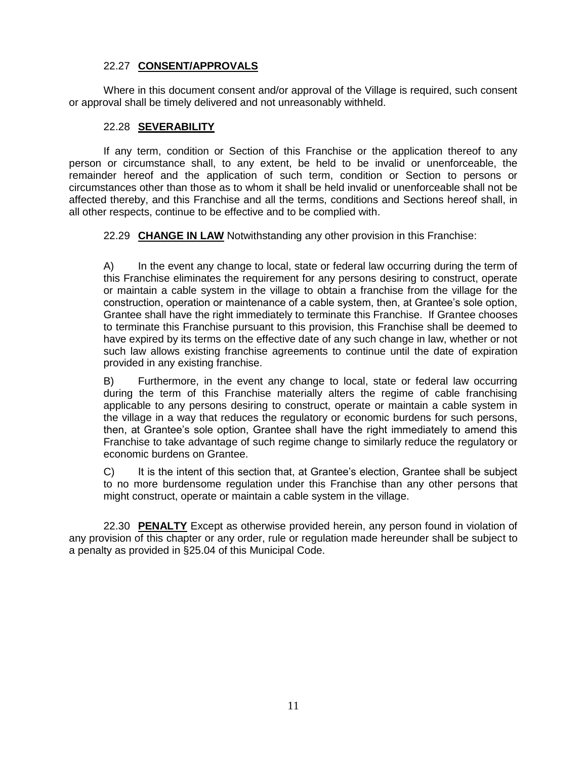### 22.27 **CONSENT/APPROVALS**

Where in this document consent and/or approval of the Village is required, such consent or approval shall be timely delivered and not unreasonably withheld.

### 22.28 **SEVERABILITY**

If any term, condition or Section of this Franchise or the application thereof to any person or circumstance shall, to any extent, be held to be invalid or unenforceable, the remainder hereof and the application of such term, condition or Section to persons or circumstances other than those as to whom it shall be held invalid or unenforceable shall not be affected thereby, and this Franchise and all the terms, conditions and Sections hereof shall, in all other respects, continue to be effective and to be complied with.

22.29 **CHANGE IN LAW** Notwithstanding any other provision in this Franchise:

A) In the event any change to local, state or federal law occurring during the term of this Franchise eliminates the requirement for any persons desiring to construct, operate or maintain a cable system in the village to obtain a franchise from the village for the construction, operation or maintenance of a cable system, then, at Grantee's sole option, Grantee shall have the right immediately to terminate this Franchise. If Grantee chooses to terminate this Franchise pursuant to this provision, this Franchise shall be deemed to have expired by its terms on the effective date of any such change in law, whether or not such law allows existing franchise agreements to continue until the date of expiration provided in any existing franchise.

B) Furthermore, in the event any change to local, state or federal law occurring during the term of this Franchise materially alters the regime of cable franchising applicable to any persons desiring to construct, operate or maintain a cable system in the village in a way that reduces the regulatory or economic burdens for such persons, then, at Grantee's sole option, Grantee shall have the right immediately to amend this Franchise to take advantage of such regime change to similarly reduce the regulatory or economic burdens on Grantee.

C) It is the intent of this section that, at Grantee's election, Grantee shall be subject to no more burdensome regulation under this Franchise than any other persons that might construct, operate or maintain a cable system in the village.

22.30 **PENALTY** Except as otherwise provided herein, any person found in violation of any provision of this chapter or any order, rule or regulation made hereunder shall be subject to a penalty as provided in §25.04 of this Municipal Code.